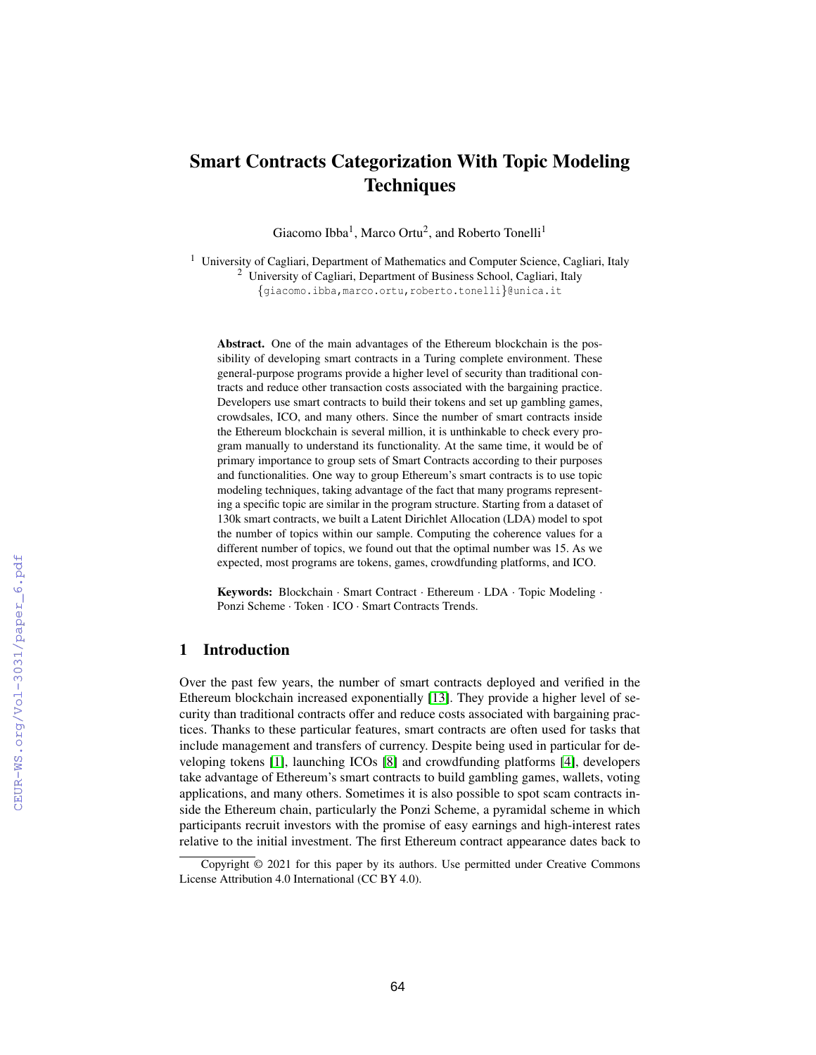# Smart Contracts Categorization With Topic Modeling Techniques

Giacomo Ibba[1], Marco Ortu[2], and Roberto Tonelli[1]

[1] University of Cagliari, Department of Mathematics and Computer Science, Cagliari, Italy
[2] University of Cagliari, Department of Business School, Cagliari, Italy
{giacomo.ibba,marco.ortu,roberto.tonelli}@unica.it

**Abstract.** One of the main advantages of the Ethereum blockchain is the possibility of developing smart contracts in a Turing complete environment. These general-purpose programs provide a higher level of security than traditional contracts and reduce other transaction costs associated with the bargaining practice. Developers use smart contracts to build their tokens and set up gambling games, crowdsales, ICO, and many others. Since the number of smart contracts inside the Ethereum blockchain is several million, it is unthinkable to check every program manually to understand its functionality. At the same time, it would be of primary importance to group sets of Smart Contracts according to their purposes and functionalities. One way to group Ethereum's smart contracts is to use topic modeling techniques, taking advantage of the fact that many programs representing a specific topic are similar in the program structure. Starting from a dataset of 130k smart contracts, we built a Latent Dirichlet Allocation (LDA) model to spot the number of topics within our sample. Computing the coherence values for a different number of topics, we found out that the optimal number was 15. As we expected, most programs are tokens, games, crowdfunding platforms, and ICO.

**Keywords:** Blockchain · Smart Contract · Ethereum · LDA · Topic Modeling · Ponzi Scheme · Token · ICO · Smart Contracts Trends.

## 1 Introduction

Over the past few years, the number of smart contracts deployed and verified in the Ethereum blockchain increased exponentially [13]. They provide a higher level of security than traditional contracts offer and reduce costs associated with bargaining practices. Thanks to these particular features, smart contracts are often used for tasks that include management and transfers of currency. Despite being used in particular for developing tokens [1], launching ICOs [8] and crowdfunding platforms [4], developers take advantage of Ethereum's smart contracts to build gambling games, wallets, voting applications, and many others. Sometimes it is also possible to spot scam contracts inside the Ethereum chain, particularly the Ponzi Scheme, a pyramidal scheme in which participants recruit investors with the promise of easy earnings and high-interest rates relative to the initial investment. The first Ethereum contract appearance dates back to

Copyright © 2021 for this paper by its authors. Use permitted under Creative Commons License Attribution 4.0 International (CC BY 4.0).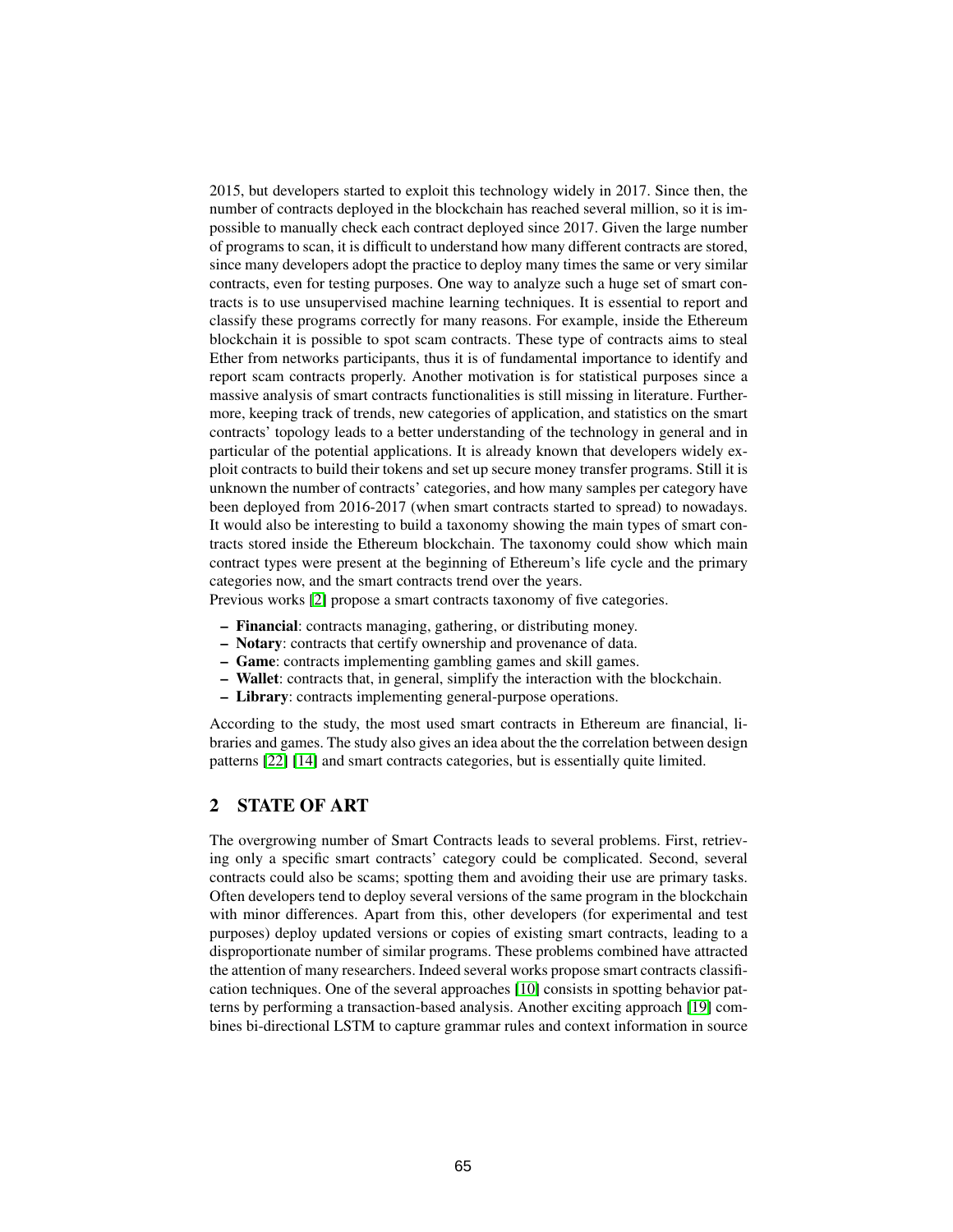2015, but developers started to exploit this technology widely in 2017. Since then, the number of contracts deployed in the blockchain has reached several million, so it is impossible to manually check each contract deployed since 2017. Given the large number of programs to scan, it is difficult to understand how many different contracts are stored, since many developers adopt the practice to deploy many times the same or very similar contracts, even for testing purposes. One way to analyze such a huge set of smart contracts is to use unsupervised machine learning techniques. It is essential to report and classify these programs correctly for many reasons. For example, inside the Ethereum blockchain it is possible to spot scam contracts. These type of contracts aims to steal Ether from networks participants, thus it is of fundamental importance to identify and report scam contracts properly. Another motivation is for statistical purposes since a massive analysis of smart contracts functionalities is still missing in literature. Furthermore, keeping track of trends, new categories of application, and statistics on the smart contracts' topology leads to a better understanding of the technology in general and in particular of the potential applications. It is already known that developers widely exploit contracts to build their tokens and set up secure money transfer programs. Still it is unknown the number of contracts' categories, and how many samples per category have been deployed from 2016-2017 (when smart contracts started to spread) to nowadays. It would also be interesting to build a taxonomy showing the main types of smart contracts stored inside the Ethereum blockchain. The taxonomy could show which main contract types were present at the beginning of Ethereum's life cycle and the primary categories now, and the smart contracts trend over the years.
Previous works [2] propose a smart contracts taxonomy of five categories.

- **Financial**: contracts managing, gathering, or distributing money.
- **Notary**: contracts that certify ownership and provenance of data.
- **Game**: contracts implementing gambling games and skill games.
- **Wallet**: contracts that, in general, simplify the interaction with the blockchain.
- **Library**: contracts implementing general-purpose operations.

According to the study, the most used smart contracts in Ethereum are financial, libraries and games. The study also gives an idea about the the correlation between design patterns [22] [14] and smart contracts categories, but is essentially quite limited.

## 2 STATE OF ART

The overgrowing number of Smart Contracts leads to several problems. First, retrieving only a specific smart contracts' category could be complicated. Second, several contracts could also be scams; spotting them and avoiding their use are primary tasks. Often developers tend to deploy several versions of the same program in the blockchain with minor differences. Apart from this, other developers (for experimental and test purposes) deploy updated versions or copies of existing smart contracts, leading to a disproportionate number of similar programs. These problems combined have attracted the attention of many researchers. Indeed several works propose smart contracts classification techniques. One of the several approaches [10] consists in spotting behavior patterns by performing a transaction-based analysis. Another exciting approach [19] combines bi-directional LSTM to capture grammar rules and context information in source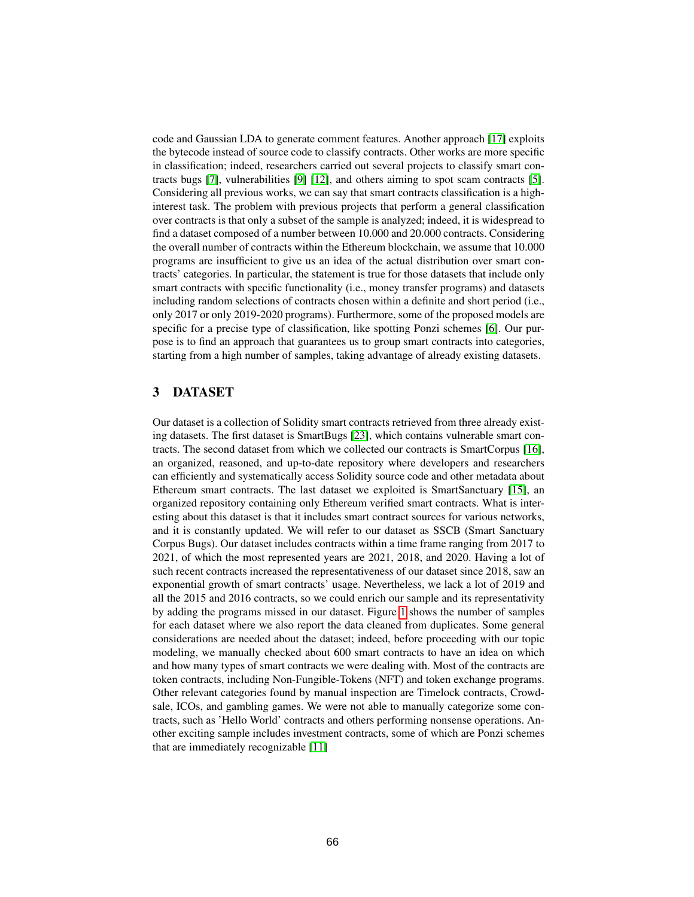code and Gaussian LDA to generate comment features. Another approach [17] exploits the bytecode instead of source code to classify contracts. Other works are more specific in classification; indeed, researchers carried out several projects to classify smart contracts bugs [7], vulnerabilities [9] [12], and others aiming to spot scam contracts [5]. Considering all previous works, we can say that smart contracts classification is a high-interest task. The problem with previous projects that perform a general classification over contracts is that only a subset of the sample is analyzed; indeed, it is widespread to find a dataset composed of a number between 10.000 and 20.000 contracts. Considering the overall number of contracts within the Ethereum blockchain, we assume that 10.000 programs are insufficient to give us an idea of the actual distribution over smart contracts' categories. In particular, the statement is true for those datasets that include only smart contracts with specific functionality (i.e., money transfer programs) and datasets including random selections of contracts chosen within a definite and short period (i.e., only 2017 or only 2019-2020 programs). Furthermore, some of the proposed models are specific for a precise type of classification, like spotting Ponzi schemes [6]. Our purpose is to find an approach that guarantees us to group smart contracts into categories, starting from a high number of samples, taking advantage of already existing datasets.

## 3 DATASET

Our dataset is a collection of Solidity smart contracts retrieved from three already existing datasets. The first dataset is SmartBugs [23], which contains vulnerable smart contracts. The second dataset from which we collected our contracts is SmartCorpus [16], an organized, reasoned, and up-to-date repository where developers and researchers can efficiently and systematically access Solidity source code and other metadata about Ethereum smart contracts. The last dataset we exploited is SmartSanctuary [15], an organized repository containing only Ethereum verified smart contracts. What is interesting about this dataset is that it includes smart contract sources for various networks, and it is constantly updated. We will refer to our dataset as SSCB (Smart Sanctuary Corpus Bugs). Our dataset includes contracts within a time frame ranging from 2017 to 2021, of which the most represented years are 2021, 2018, and 2020. Having a lot of such recent contracts increased the representativeness of our dataset since 2018, saw an exponential growth of smart contracts' usage. Nevertheless, we lack a lot of 2019 and all the 2015 and 2016 contracts, so we could enrich our sample and its representativity by adding the programs missed in our dataset. Figure 1 shows the number of samples for each dataset where we also report the data cleaned from duplicates. Some general considerations are needed about the dataset; indeed, before proceeding with our topic modeling, we manually checked about 600 smart contracts to have an idea on which and how many types of smart contracts we were dealing with. Most of the contracts are token contracts, including Non-Fungible-Tokens (NFT) and token exchange programs. Other relevant categories found by manual inspection are Timelock contracts, Crowdsale, ICOs, and gambling games. We were not able to manually categorize some contracts, such as 'Hello World' contracts and others performing nonsense operations. Another exciting sample includes investment contracts, some of which are Ponzi schemes that are immediately recognizable [11]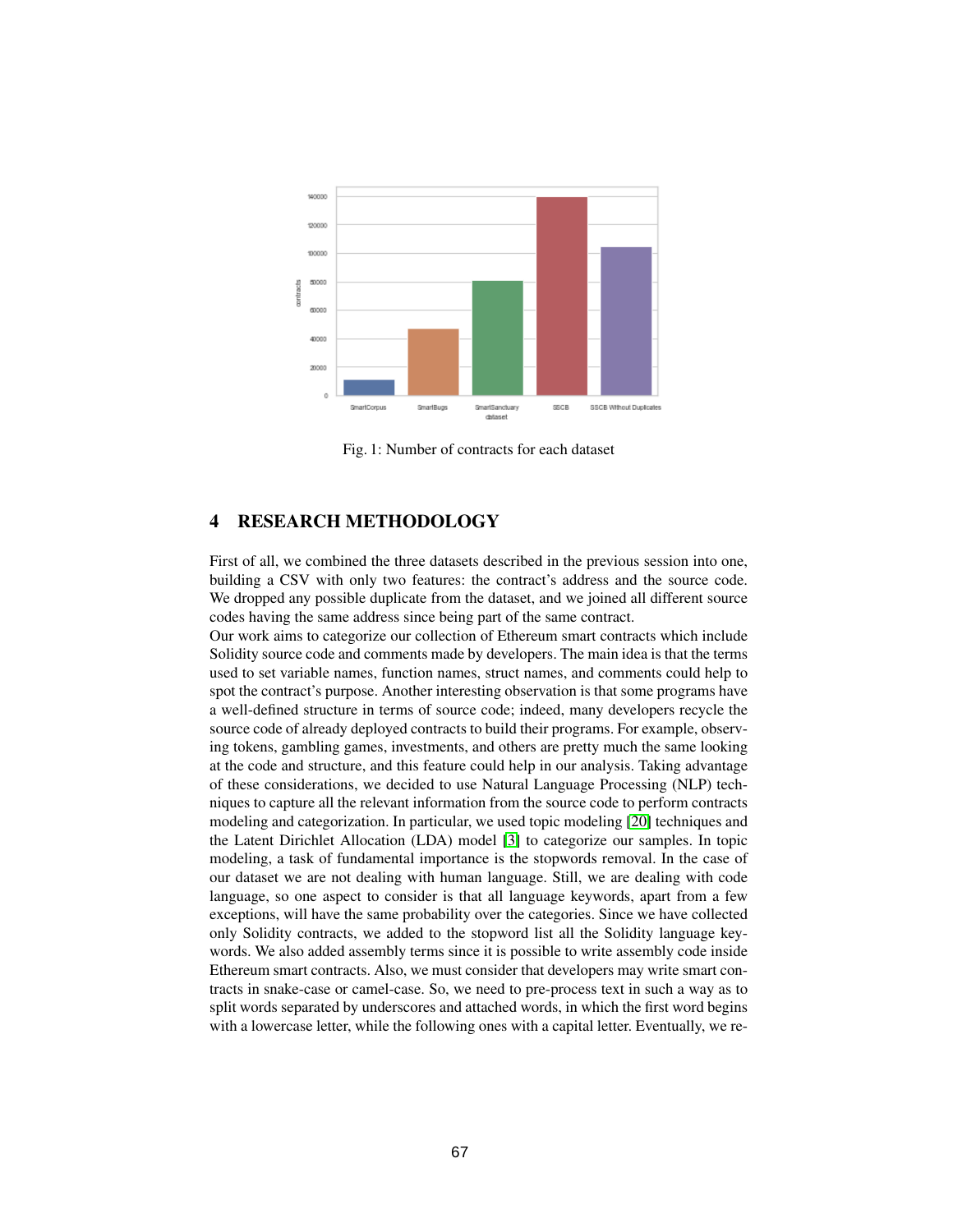140000
120000
100000
80000
60000
40000
20000
0

contracts

SmartCorpus
SmartBugs
SmartSanctuary
SSCB
SSCB Without Duplicates

dataset

Fig. 1: Number of contracts for each dataset

## 4 RESEARCH METHODOLOGY

First of all, we combined the three datasets described in the previous session into one, building a CSV with only two features: the contract's address and the source code. We dropped any possible duplicate from the dataset, and we joined all different source codes having the same address since being part of the same contract.
Our work aims to categorize our collection of Ethereum smart contracts which include Solidity source code and comments made by developers. The main idea is that the terms used to set variable names, function names, struct names, and comments could help to spot the contract's purpose. Another interesting observation is that some programs have a well-defined structure in terms of source code; indeed, many developers recycle the source code of already deployed contracts to build their programs. For example, observing tokens, gambling games, investments, and others are pretty much the same looking at the code and structure, and this feature could help in our analysis. Taking advantage of these considerations, we decided to use Natural Language Processing (NLP) techniques to capture all the relevant information from the source code to perform contracts modeling and categorization. In particular, we used topic modeling [20] techniques and the Latent Dirichlet Allocation (LDA) model [3] to categorize our samples. In topic modeling, a task of fundamental importance is the stopwords removal. In the case of our dataset we are not dealing with human language. Still, we are dealing with code language, so one aspect to consider is that all language keywords, apart from a few exceptions, will have the same probability over the categories. Since we have collected only Solidity contracts, we added to the stopword list all the Solidity language keywords. We also added assembly terms since it is possible to write assembly code inside Ethereum smart contracts. Also, we must consider that developers may write smart contracts in snake-case or camel-case. So, we need to pre-process text in such a way as to split words separated by underscores and attached words, in which the first word begins with a lowercase letter, while the following ones with a capital letter. Eventually, we re-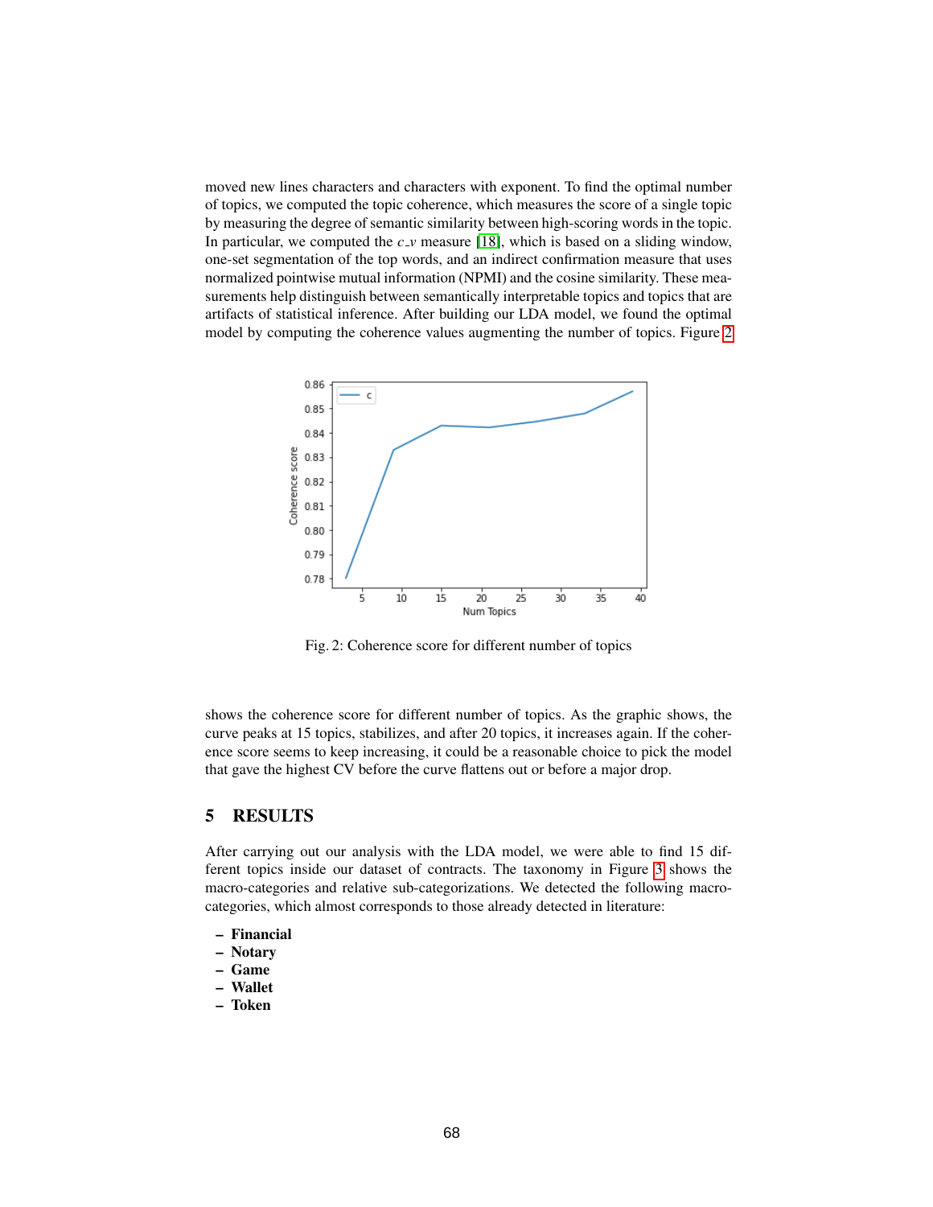moved new lines characters and characters with exponent. To find the optimal number of topics, we computed the topic coherence, which measures the score of a single topic by measuring the degree of semantic similarity between high-scoring words in the topic. In particular, we computed the $c\_v$ measure [18], which is based on a sliding window, one-set segmentation of the top words, and an indirect confirmation measure that uses normalized pointwise mutual information (NPMI) and the cosine similarity. These measurements help distinguish between semantically interpretable topics and topics that are artifacts of statistical inference. After building our LDA model, we found the optimal model by computing the coherence values augmenting the number of topics. Figure 2

c

Coherence score

0.86
0.85
0.84
0.83
0.82
0.81
0.80
0.79
0.78

Num Topics

5
10
15
20
25
30
35
40

Fig. 2: Coherence score for different number of topics

shows the coherence score for different number of topics. As the graphic shows, the curve peaks at 15 topics, stabilizes, and after 20 topics, it increases again. If the coherence score seems to keep increasing, it could be a reasonable choice to pick the model that gave the highest CV before the curve flattens out or before a major drop.

# 5 RESULTS

After carrying out our analysis with the LDA model, we were able to find 15 different topics inside our dataset of contracts. The taxonomy in Figure 3 shows the macro-categories and relative sub-categorizations. We detected the following macro-categories, which almost corresponds to those already detected in literature:

- **Financial**
- **Notary**
- **Game**
- **Wallet**
- **Token**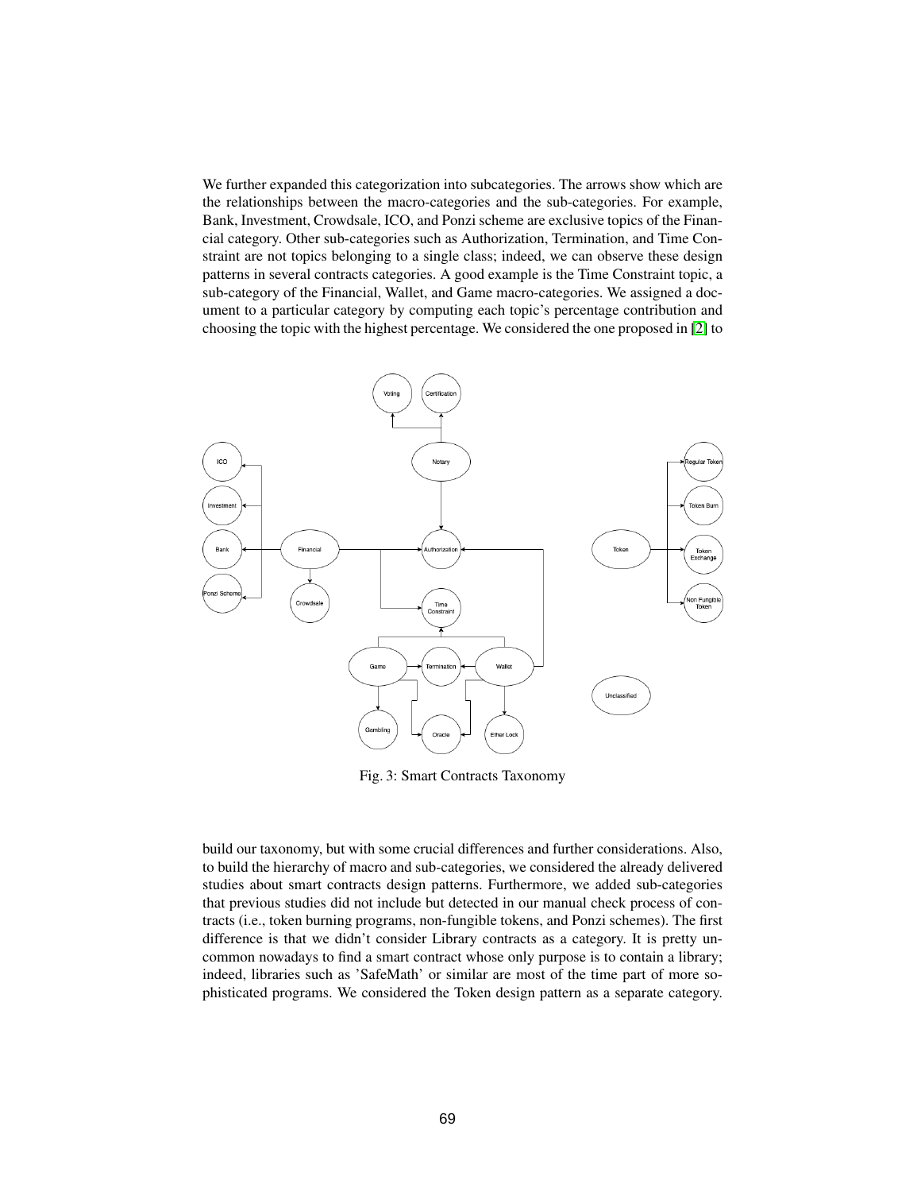We further expanded this categorization into subcategories. The arrows show which are the relationships between the macro-categories and the sub-categories. For example, Bank, Investment, Crowdsale, ICO, and Ponzi scheme are exclusive topics of the Financial category. Other sub-categories such as Authorization, Termination, and Time Constraint are not topics belonging to a single class; indeed, we can observe these design patterns in several contracts categories. A good example is the Time Constraint topic, a sub-category of the Financial, Wallet, and Game macro-categories. We assigned a document to a particular category by computing each topic's percentage contribution and choosing the topic with the highest percentage. We considered the one proposed in [2] to build our taxonomy, but with some crucial differences and further considerations. Also, to build the hierarchy of macro and sub-categories, we considered the already delivered studies about smart contracts design patterns. Furthermore, we added sub-categories that previous studies did not include but detected in our manual check process of contracts (i.e., token burning programs, non-fungible tokens, and Ponzi schemes). The first difference is that we didn't consider Library contracts as a category. It is pretty uncommon nowadays to find a smart contract whose only purpose is to contain a library; indeed, libraries such as 'SafeMath' or similar are most of the time part of more sophisticated programs. We considered the Token design pattern as a separate category.

Voting
Certification
Notary
ICO
Investment
Bank
Ponzi Scheme
Financial
Crowdsale
Authorization
Time Constraint
Game
Termination
Wallet
Gambling
Oracle
Ether Lock
Token
Regular Token
Token Burn
Token Exchange
Non Fungible Token
Unclassified

Fig. 3: Smart Contracts Taxonomy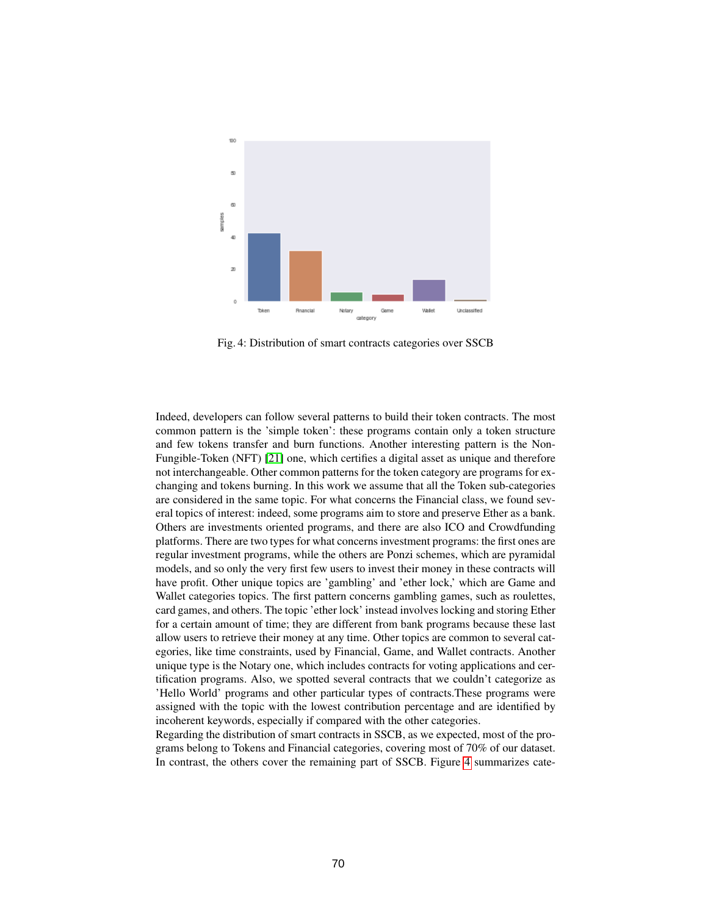100
80
60
40
20
0
samples
Token
Financial
Notary
Game
Wallet
Unclassified
category

Fig. 4: Distribution of smart contracts categories over SSCB

Indeed, developers can follow several patterns to build their token contracts. The most common pattern is the 'simple token': these programs contain only a token structure and few tokens transfer and burn functions. Another interesting pattern is the Non-Fungible-Token (NFT) [21] one, which certifies a digital asset as unique and therefore not interchangeable. Other common patterns for the token category are programs for exchanging and tokens burning. In this work we assume that all the Token sub-categories are considered in the same topic. For what concerns the Financial class, we found several topics of interest: indeed, some programs aim to store and preserve Ether as a bank. Others are investments oriented programs, and there are also ICO and Crowdfunding platforms. There are two types for what concerns investment programs: the first ones are regular investment programs, while the others are Ponzi schemes, which are pyramidal models, and so only the very first few users to invest their money in these contracts will have profit. Other unique topics are 'gambling' and 'ether lock,' which are Game and Wallet categories topics. The first pattern concerns gambling games, such as roulettes, card games, and others. The topic 'ether lock' instead involves locking and storing Ether for a certain amount of time; they are different from bank programs because these last allow users to retrieve their money at any time. Other topics are common to several categories, like time constraints, used by Financial, Game, and Wallet contracts. Another unique type is the Notary one, which includes contracts for voting applications and certification programs. Also, we spotted several contracts that we couldn't categorize as 'Hello World' programs and other particular types of contracts.These programs were assigned with the topic with the lowest contribution percentage and are identified by incoherent keywords, especially if compared with the other categories.
Regarding the distribution of smart contracts in SSCB, as we expected, most of the programs belong to Tokens and Financial categories, covering most of 70% of our dataset. In contrast, the others cover the remaining part of SSCB. Figure 4 summarizes cate-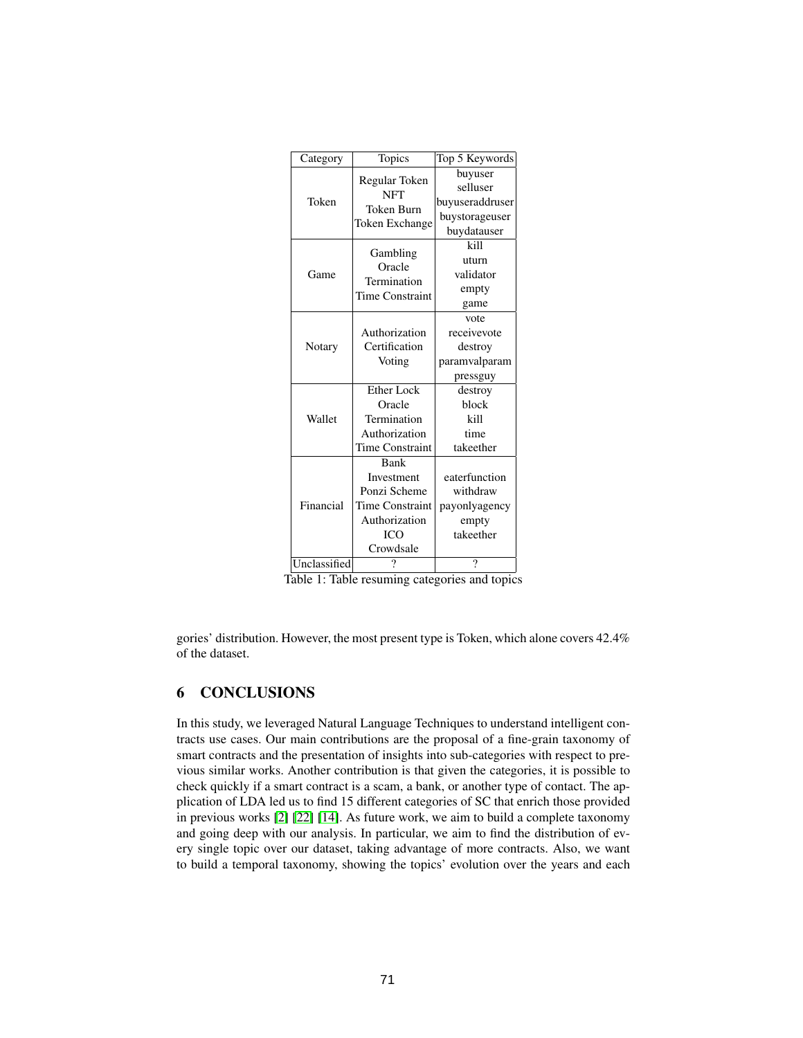| Category | Topics | Top 5 Keywords |
|---|---|---|
| Token | Regular Token<br>NFT<br>Token Burn<br>Token Exchange | buyuser<br>selluser<br>buyuseraddruser<br>buystorageuser<br>buydatauser |
| Game | Gambling<br>Oracle<br>Termination<br>Time Constraint | kill<br>uturn<br>validator<br>empty<br>game |
| Notary | Authorization<br>Certification<br>Voting | vote<br>receivevote<br>destroy<br>paramvalparam<br>pressguy |
| Wallet | Ether Lock<br>Oracle<br>Termination<br>Authorization<br>Time Constraint | destroy<br>block<br>kill<br>time<br>takeether |
| Financial | Bank<br>Investment<br>Ponzi Scheme<br>Time Constraint<br>Authorization<br>ICO<br>Crowdsale | eaterfunction<br>withdraw<br>payonlyagency<br>empty<br>takeether |
| Unclassified | ? | ? |

Table 1: Table resuming categories and topics

gories' distribution. However, the most present type is Token, which alone covers 42.4% of the dataset.

## 6 CONCLUSIONS

In this study, we leveraged Natural Language Techniques to understand intelligent contracts use cases. Our main contributions are the proposal of a fine-grain taxonomy of smart contracts and the presentation of insights into sub-categories with respect to previous similar works. Another contribution is that given the categories, it is possible to check quickly if a smart contract is a scam, a bank, or another type of contact. The application of LDA led us to find 15 different categories of SC that enrich those provided in previous works [2] [22] [14]. As future work, we aim to build a complete taxonomy and going deep with our analysis. In particular, we aim to find the distribution of every single topic over our dataset, taking advantage of more contracts. Also, we want to build a temporal taxonomy, showing the topics' evolution over the years and each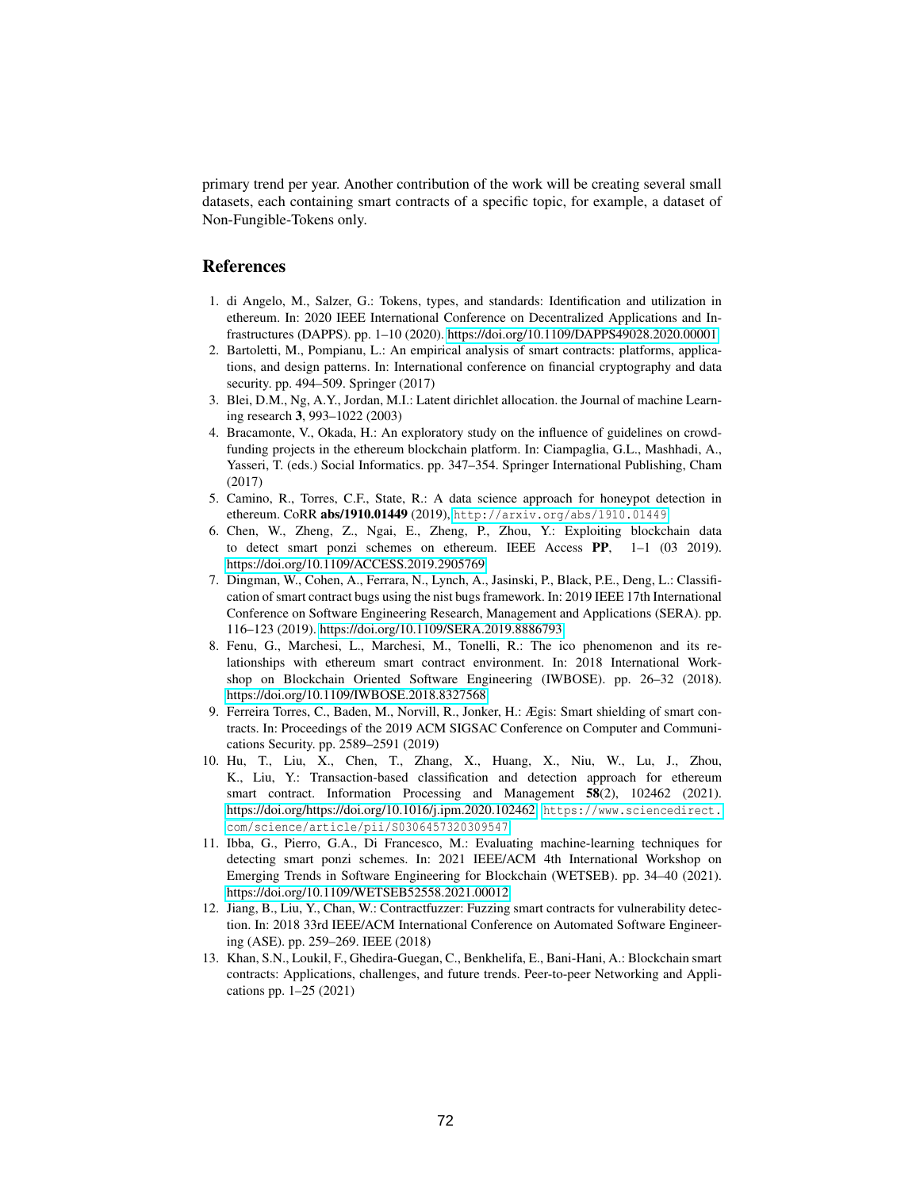primary trend per year. Another contribution of the work will be creating several small datasets, each containing smart contracts of a specific topic, for example, a dataset of Non-Fungible-Tokens only.

## References

1. di Angelo, M., Salzer, G.: Tokens, types, and standards: Identification and utilization in ethereum. In: 2020 IEEE International Conference on Decentralized Applications and Infrastructures (DAPPS). pp. 1–10 (2020). https://doi.org/10.1109/DAPPS49028.2020.00001
2. Bartoletti, M., Pompianu, L.: An empirical analysis of smart contracts: platforms, applications, and design patterns. In: International conference on financial cryptography and data security. pp. 494–509. Springer (2017)
3. Blei, D.M., Ng, A.Y., Jordan, M.I.: Latent dirichlet allocation. the Journal of machine Learning research **3**, 993–1022 (2003)
4. Bracamonte, V., Okada, H.: An exploratory study on the influence of guidelines on crowdfunding projects in the ethereum blockchain platform. In: Ciampaglia, G.L., Mashhadi, A., Yasseri, T. (eds.) Social Informatics. pp. 347–354. Springer International Publishing, Cham (2017)
5. Camino, R., Torres, C.F., State, R.: A data science approach for honeypot detection in ethereum. CoRR **abs/1910.01449** (2019), http://arxiv.org/abs/1910.01449
6. Chen, W., Zheng, Z., Ngai, E., Zheng, P., Zhou, Y.: Exploiting blockchain data to detect smart ponzi schemes on ethereum. IEEE Access **PP**, 1–1 (03 2019). https://doi.org/10.1109/ACCESS.2019.2905769
7. Dingman, W., Cohen, A., Ferrara, N., Lynch, A., Jasinski, P., Black, P.E., Deng, L.: Classification of smart contract bugs using the nist bugs framework. In: 2019 IEEE 17th International Conference on Software Engineering Research, Management and Applications (SERA). pp. 116–123 (2019). https://doi.org/10.1109/SERA.2019.8886793
8. Fenu, G., Marchesi, L., Marchesi, M., Tonelli, R.: The ico phenomenon and its relationships with ethereum smart contract environment. In: 2018 International Workshop on Blockchain Oriented Software Engineering (IWBOSE). pp. 26–32 (2018). https://doi.org/10.1109/IWBOSE.2018.8327568
9. Ferreira Torres, C., Baden, M., Norvill, R., Jonker, H.: Ægis: Smart shielding of smart contracts. In: Proceedings of the 2019 ACM SIGSAC Conference on Computer and Communications Security. pp. 2589–2591 (2019)
10. Hu, T., Liu, X., Chen, T., Zhang, X., Huang, X., Niu, W., Lu, J., Zhou, K., Liu, Y.: Transaction-based classification and detection approach for ethereum smart contract. Information Processing and Management **58**(2), 102462 (2021). https://doi.org/https://doi.org/10.1016/j.ipm.2020.102462, https://www.sciencedirect.com/science/article/pii/S0306457320309547
11. Ibba, G., Pierro, G.A., Di Francesco, M.: Evaluating machine-learning techniques for detecting smart ponzi schemes. In: 2021 IEEE/ACM 4th International Workshop on Emerging Trends in Software Engineering for Blockchain (WETSEB). pp. 34–40 (2021). https://doi.org/10.1109/WETSEB52558.2021.00012
12. Jiang, B., Liu, Y., Chan, W.: Contractfuzzer: Fuzzing smart contracts for vulnerability detection. In: 2018 33rd IEEE/ACM International Conference on Automated Software Engineering (ASE). pp. 259–269. IEEE (2018)
13. Khan, S.N., Loukil, F., Ghedira-Guegan, C., Benkhelifa, E., Bani-Hani, A.: Blockchain smart contracts: Applications, challenges, and future trends. Peer-to-peer Networking and Applications pp. 1–25 (2021)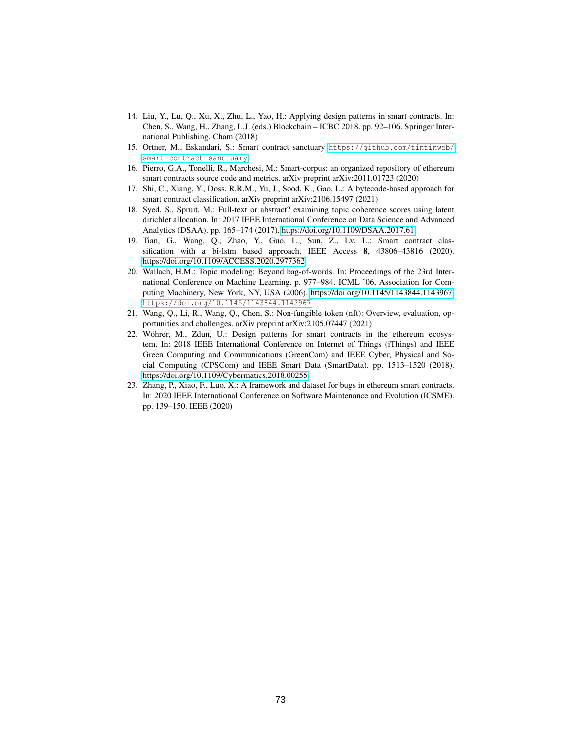14. Liu, Y., Lu, Q., Xu, X., Zhu, L., Yao, H.: Applying design patterns in smart contracts. In: Chen, S., Wang, H., Zhang, L.J. (eds.) Blockchain – ICBC 2018. pp. 92–106. Springer International Publishing, Cham (2018)
15. Ortner, M., Eskandari, S.: Smart contract sanctuary https://github.com/tintinweb/smart-contract-sanctuary
16. Pierro, G.A., Tonelli, R., Marchesi, M.: Smart-corpus: an organized repository of ethereum smart contracts source code and metrics. arXiv preprint arXiv:2011.01723 (2020)
17. Shi, C., Xiang, Y., Doss, R.R.M., Yu, J., Sood, K., Gao, L.: A bytecode-based approach for smart contract classification. arXiv preprint arXiv:2106.15497 (2021)
18. Syed, S., Spruit, M.: Full-text or abstract? examining topic coherence scores using latent dirichlet allocation. In: 2017 IEEE International Conference on Data Science and Advanced Analytics (DSAA). pp. 165–174 (2017). https://doi.org/10.1109/DSAA.2017.61
19. Tian, G., Wang, Q., Zhao, Y., Guo, L., Sun, Z., Lv, L.: Smart contract classification with a bi-lstm based approach. IEEE Access **8**, 43806–43816 (2020). https://doi.org/10.1109/ACCESS.2020.2977362
20. Wallach, H.M.: Topic modeling: Beyond bag-of-words. In: Proceedings of the 23rd International Conference on Machine Learning. p. 977–984. ICML '06, Association for Computing Machinery, New York, NY, USA (2006). https://doi.org/10.1145/1143844.1143967, https://doi.org/10.1145/1143844.1143967
21. Wang, Q., Li, R., Wang, Q., Chen, S.: Non-fungible token (nft): Overview, evaluation, opportunities and challenges. arXiv preprint arXiv:2105.07447 (2021)
22. Wöhrer, M., Zdun, U.: Design patterns for smart contracts in the ethereum ecosystem. In: 2018 IEEE International Conference on Internet of Things (iThings) and IEEE Green Computing and Communications (GreenCom) and IEEE Cyber, Physical and Social Computing (CPSCom) and IEEE Smart Data (SmartData). pp. 1513–1520 (2018). https://doi.org/10.1109/Cybermatics.2018.00255
23. Zhang, P., Xiao, F., Luo, X.: A framework and dataset for bugs in ethereum smart contracts. In: 2020 IEEE International Conference on Software Maintenance and Evolution (ICSME). pp. 139–150. IEEE (2020)